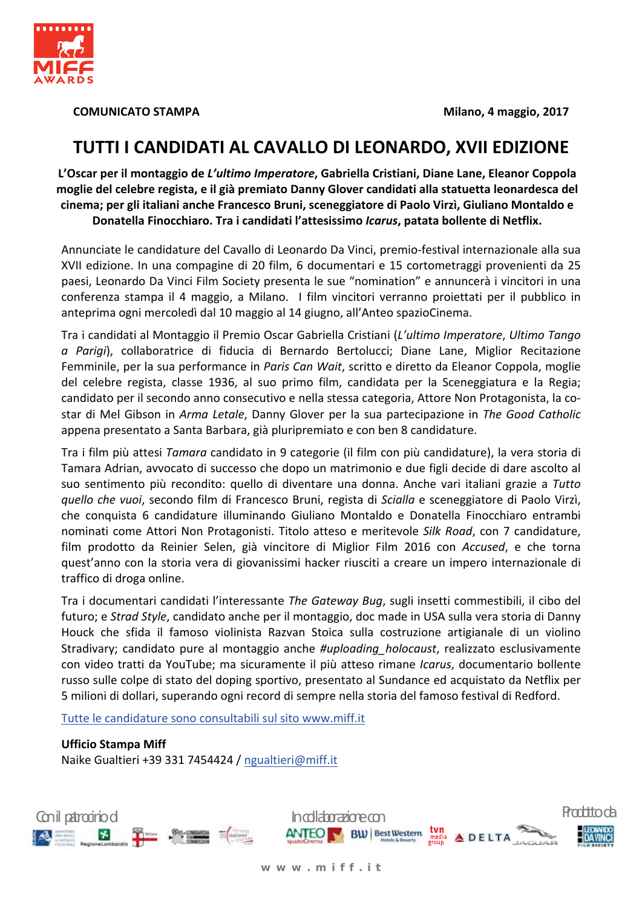**COMUNICATO STAMPA** **Milano, 4 maggio, 2017**

# TUTTI I CANDIDATI AL CAVALLO DI LEONARDO, XVII EDIZIONE

**L'Oscar per il montaggio de *L'ultimo Imperatore*, Gabriella Cristiani, Diane Lane, Eleanor Coppola moglie del celebre regista, e il già premiato Danny Glover candidati alla statuetta leonardesca del cinema; per gli italiani anche Francesco Bruni, sceneggiatore di Paolo Virzì, Giuliano Montaldo e Donatella Finocchiaro. Tra i candidati l'attesissimo *Icarus*, patata bollente di Netflix.**

Annunciate le candidature del Cavallo di Leonardo Da Vinci, premio-festival internazionale alla sua XVII edizione. In una compagine di 20 film, 6 documentari e 15 cortometraggi provenienti da 25 paesi, Leonardo Da Vinci Film Society presenta le sue "nomination" e annuncerà i vincitori in una conferenza stampa il 4 maggio, a Milano. I film vincitori verranno proiettati per il pubblico in anteprima ogni mercoledì dal 10 maggio al 14 giugno, all'Anteo spazioCinema.

Tra i candidati al Montaggio il Premio Oscar Gabriella Cristiani (*L'ultimo Imperatore*, *Ultimo Tango a Parigi*), collaboratrice di fiducia di Bernardo Bertolucci; Diane Lane, Miglior Recitazione Femminile, per la sua performance in *Paris Can Wait*, scritto e diretto da Eleanor Coppola, moglie del celebre regista, classe 1936, al suo primo film, candidata per la Sceneggiatura e la Regia; candidato per il secondo anno consecutivo e nella stessa categoria, Attore Non Protagonista, la co-star di Mel Gibson in *Arma Letale*, Danny Glover per la sua partecipazione in *The Good Catholic* appena presentato a Santa Barbara, già pluripremiato e con ben 8 candidature.

Tra i film più attesi *Tamara* candidato in 9 categorie (il film con più candidature), la vera storia di Tamara Adrian, avvocato di successo che dopo un matrimonio e due figli decide di dare ascolto al suo sentimento più recondito: quello di diventare una donna. Anche vari italiani grazie a *Tutto quello che vuoi*, secondo film di Francesco Bruni, regista di *Scialla* e sceneggiatore di Paolo Virzì, che conquista 6 candidature illuminando Giuliano Montaldo e Donatella Finocchiaro entrambi nominati come Attori Non Protagonisti. Titolo atteso e meritevole *Silk Road*, con 7 candidature, film prodotto da Reinier Selen, già vincitore di Miglior Film 2016 con *Accused*, e che torna quest'anno con la storia vera di giovanissimi hacker riusciti a creare un impero internazionale di traffico di droga online.

Tra i documentari candidati l'interessante *The Gateway Bug*, sugli insetti commestibili, il cibo del futuro; e *Strad Style*, candidato anche per il montaggio, doc made in USA sulla vera storia di Danny Houck che sfida il famoso violinista Razvan Stoica sulla costruzione artigianale di un violino Stradivary; candidato pure al montaggio anche *#uploading_holocaust*, realizzato esclusivamente con video tratti da YouTube; ma sicuramente il più atteso rimane *Icarus*, documentario bollente russo sulle colpe di stato del doping sportivo, presentato al Sundance ed acquistato da Netflix per 5 milioni di dollari, superando ogni record di sempre nella storia del famoso festival di Redford.

Tutte le candidature sono consultabili sul sito www.miff.it

**Ufficio Stampa Miff**
Naike Gualtieri +39 331 7454424 / ngualtieri@miff.it

Con il patrocinio di — In collaborazione con — Prodotto da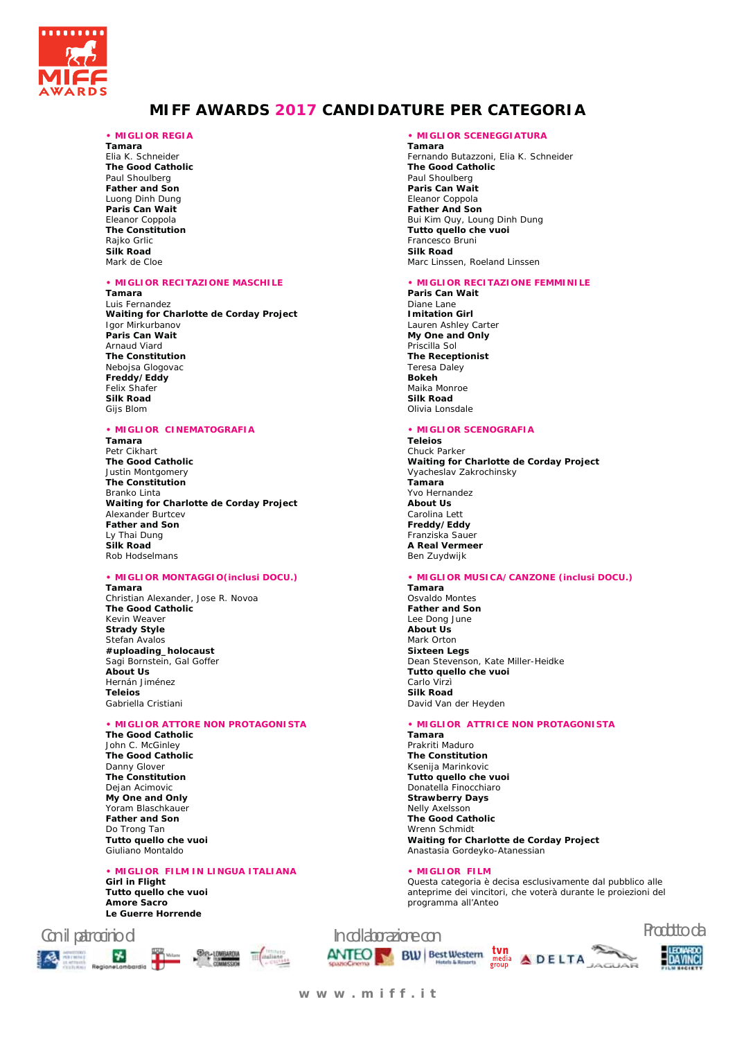# MIFF AWARDS 2017 CANDIDATURE PER CATEGORIA

## • MIGLIOR REGIA

**Tamara**
Elia K. Schneider
**The Good Catholic**
Paul Shoulberg
**Father and Son**
Luong Dinh Dung
**Paris Can Wait**
Eleanor Coppola
**The Constitution**
Rajko Grlic
**Silk Road**
Mark de Cloe

## • MIGLIOR SCENEGGIATURA

**Tamara**
Fernando Butazzoni, Elia K. Schneider
**The Good Catholic**
Paul Shoulberg
**Paris Can Wait**
Eleanor Coppola
**Father And Son**
Bui Kim Quy, Loung Dinh Dung
**Tutto quello che vuoi**
Francesco Bruni
**Silk Road**
Marc Linssen, Roeland Linssen

## • MIGLIOR RECITAZIONE MASCHILE

**Tamara**
Luis Fernandez
**Waiting for Charlotte de Corday Project**
Igor Mirkurbanov
**Paris Can Wait**
Arnaud Viard
**The Constitution**
Nebojsa Glogovac
**Freddy/Eddy**
Felix Shafer
**Silk Road**
Gijs Blom

## • MIGLIOR RECITAZIONE FEMMINILE

**Paris Can Wait**
Diane Lane
**Imitation Girl**
Lauren Ashley Carter
**My One and Only**
Priscilla Sol
**The Receptionist**
Teresa Daley
**Bokeh**
Maika Monroe
**Silk Road**
Olivia Lonsdale

## • MIGLIOR CINEMATOGRAFIA

**Tamara**
Petr Cikhart
**The Good Catholic**
Justin Montgomery
**The Constitution**
Branko Linta
**Waiting for Charlotte de Corday Project**
Alexander Burtcev
**Father and Son**
Ly Thai Dung
**Silk Road**
Rob Hodselmans

## • MIGLIOR SCENOGRAFIA

**Teleios**
Chuck Parker
**Waiting for Charlotte de Corday Project**
Vyacheslav Zakrochinsky
**Tamara**
Yvo Hernandez
**About Us**
Carolina Lett
**Freddy/Eddy**
Franziska Sauer
**A Real Vermeer**
Ben Zuydwijk

## • MIGLIOR MONTAGGIO(inclusi DOCU.)

**Tamara**
Christian Alexander, Jose R. Novoa
**The Good Catholic**
Kevin Weaver
**Strady Style**
Stefan Avalos
**#uploading_holocaust**
Sagi Bornstein, Gal Goffer
**About Us**
Hernán Jiménez
**Teleios**
Gabriella Cristiani

## • MIGLIOR MUSICA/CANZONE (inclusi DOCU.)

**Tamara**
Osvaldo Montes
**Father and Son**
Lee Dong June
**About Us**
Mark Orton
**Sixteen Legs**
Dean Stevenson, Kate Miller-Heidke
**Tutto quello che vuoi**
Carlo Virzì
**Silk Road**
David Van der Heyden

## • MIGLIOR ATTORE NON PROTAGONISTA

**The Good Catholic**
John C. McGinley
**The Good Catholic**
Danny Glover
**The Constitution**
Dejan Acimovic
**My One and Only**
Yoram Blaschkauer
**Father and Son**
Do Trong Tan
**Tutto quello che vuoi**
Giuliano Montaldo

## • MIGLIOR ATTRICE NON PROTAGONISTA

**Tamara**
Prakriti Maduro
**The Constitution**
Ksenija Marinkovic
**Tutto quello che vuoi**
Donatella Finocchiaro
**Strawberry Days**
Nelly Axelsson
**The Good Catholic**
Wrenn Schmidt
**Waiting for Charlotte de Corday Project**
Anastasia Gordeyko-Atanessian

## • MIGLIOR FILM IN LINGUA ITALIANA

**Girl in Flight**
**Tutto quello che vuoi**
**Amore Sacro**
**Le Guerre Horrende**

## • MIGLIOR FILM

Questa categoria è decisa esclusivamente dal pubblico alle anteprime dei vincitori, che voterà durante le proiezioni del programma all'Anteo

Con il patrocinio di

In collaborazione con

Prodotto da

w w w . m i f f . i t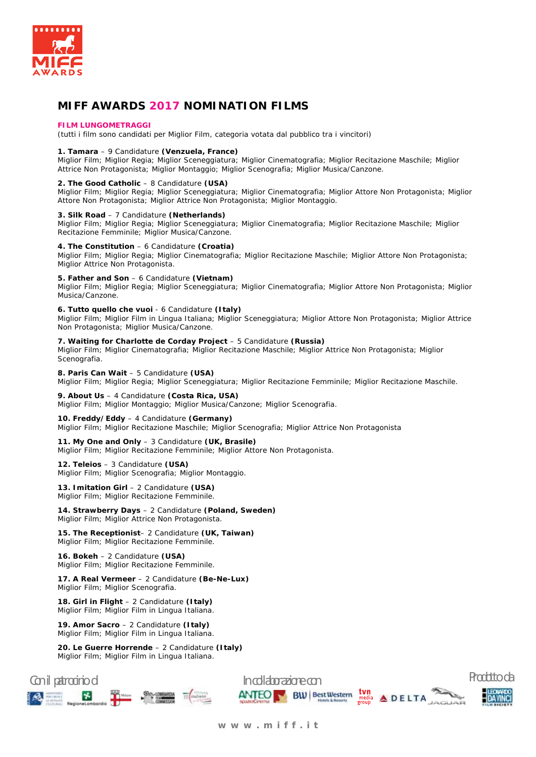# MIFF AWARDS 2017 NOMINATION FILMS

**FILM LUNGOMETRAGGI**

(tutti i film sono candidati per Miglior Film, categoria votata dal pubblico tra i vincitori)

**1. Tamara** – 9 Candidature **(Venzuela, France)**
Miglior Film; Miglior Regia; Miglior Sceneggiatura; Miglior Cinematografia; Miglior Recitazione Maschile; Miglior Attrice Non Protagonista; Miglior Montaggio; Miglior Scenografia; Miglior Musica/Canzone.

**2. The Good Catholic** – 8 Candidature **(USA)**
Miglior Film; Miglior Regia; Miglior Sceneggiatura; Miglior Cinematografia; Miglior Attore Non Protagonista; Miglior Attore Non Protagonista; Miglior Attrice Non Protagonista; Miglior Montaggio.

**3. Silk Road** – 7 Candidature **(Netherlands)**
Miglior Film; Miglior Regia; Miglior Sceneggiatura; Miglior Cinematografia; Miglior Recitazione Maschile; Miglior Recitazione Femminile; Miglior Musica/Canzone.

**4. The Constitution** – 6 Candidature **(Croatia)**
Miglior Film; Miglior Regia; Miglior Cinematografia; Miglior Recitazione Maschile; Miglior Attore Non Protagonista; Miglior Attrice Non Protagonista.

**5. Father and Son** – 6 Candidature **(Vietnam)**
Miglior Film; Miglior Regia; Miglior Sceneggiatura; Miglior Cinematografia; Miglior Attore Non Protagonista; Miglior Musica/Canzone.

**6. Tutto quello che vuoi** - 6 Candidature **(Italy)**
Miglior Film; Miglior Film in Lingua Italiana; Miglior Sceneggiatura; Miglior Attore Non Protagonista; Miglior Attrice Non Protagonista; Miglior Musica/Canzone.

**7. Waiting for Charlotte de Corday Project** – 5 Candidature **(Russia)**
Miglior Film; Miglior Cinematografia; Miglior Recitazione Maschile; Miglior Attrice Non Protagonista; Miglior Scenografia.

**8. Paris Can Wait** – 5 Candidature **(USA)**
Miglior Film; Miglior Regia; Miglior Sceneggiatura; Miglior Recitazione Femminile; Miglior Recitazione Maschile.

**9. About Us** – 4 Candidature **(Costa Rica, USA)**
Miglior Film; Miglior Montaggio; Miglior Musica/Canzone; Miglior Scenografia.

**10. Freddy/Eddy** – 4 Candidature **(Germany)**
Miglior Film; Miglior Recitazione Maschile; Miglior Scenografia; Miglior Attrice Non Protagonista

**11. My One and Only** – 3 Candidature **(UK, Brasile)**
Miglior Film; Miglior Recitazione Femminile; Miglior Attore Non Protagonista.

**12. Teleios** – 3 Candidature **(USA)**
Miglior Film; Miglior Scenografia; Miglior Montaggio.

**13. Imitation Girl** – 2 Candidature **(USA)**
Miglior Film; Miglior Recitazione Femminile.

**14. Strawberry Days** – 2 Candidature **(Poland, Sweden)**
Miglior Film; Miglior Attrice Non Protagonista.

**15. The Receptionist**– 2 Candidature **(UK, Taiwan)**
Miglior Film; Miglior Recitazione Femminile.

**16. Bokeh** – 2 Candidature **(USA)**
Miglior Film; Miglior Recitazione Femminile.

**17. A Real Vermeer** – 2 Candidature **(Be-Ne-Lux)**
Miglior Film; Miglior Scenografia.

**18. Girl in Flight** – 2 Candidature **(Italy)**
Miglior Film; Miglior Film in Lingua Italiana.

**19. Amor Sacro** – 2 Candidature **(Italy)**
Miglior Film; Miglior Film in Lingua Italiana.

**20. Le Guerre Horrende** – 2 Candidature **(Italy)**
Miglior Film; Miglior Film in Lingua Italiana.

Con il patrocinio di — In collaborazione con — Prodotto da

www.miff.it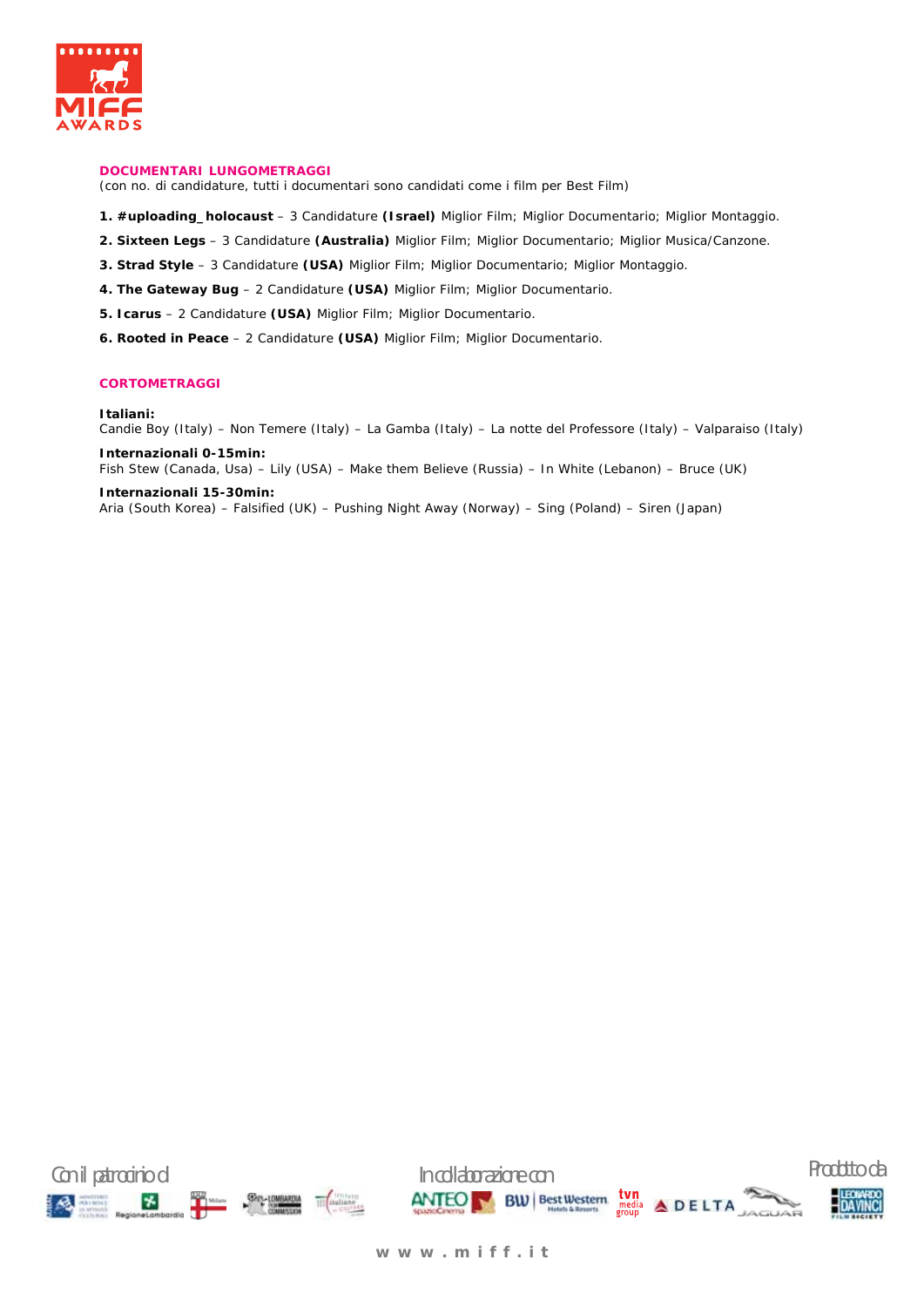## DOCUMENTARI LUNGOMETRAGGI

(con no. di candidature, tutti i documentari sono candidati come i film per Best Film)

1. **#uploading_holocaust** – 3 Candidature **(Israel)** Miglior Film; Miglior Documentario; Miglior Montaggio.
2. **Sixteen Legs** – 3 Candidature **(Australia)** Miglior Film; Miglior Documentario; Miglior Musica/Canzone.
3. **Strad Style** – 3 Candidature **(USA)** Miglior Film; Miglior Documentario; Miglior Montaggio.
4. **The Gateway Bug** – 2 Candidature **(USA)** Miglior Film; Miglior Documentario.
5. **Icarus** – 2 Candidature **(USA)** Miglior Film; Miglior Documentario.
6. **Rooted in Peace** – 2 Candidature **(USA)** Miglior Film; Miglior Documentario.

## CORTOMETRAGGI

**Italiani:**
Candie Boy (Italy) – Non Temere (Italy) – La Gamba (Italy) – La notte del Professore (Italy) – Valparaiso (Italy)

**Internazionali 0-15min:**
Fish Stew (Canada, Usa) – Lily (USA) – Make them Believe (Russia) – In White (Lebanon) – Bruce (UK)

**Internazionali 15-30min:**
Aria (South Korea) – Falsified (UK) – Pushing Night Away (Norway) – Sing (Poland) – Siren (Japan)

Con il patrocinio di

In collaborazione con

Prodotto da

www.miff.it